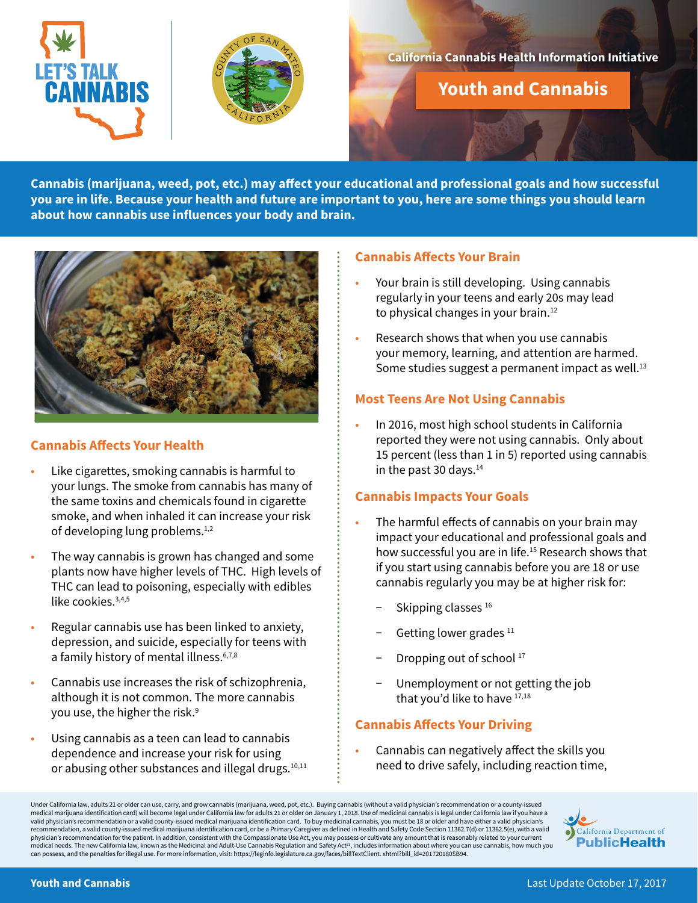California Cannabis Health Information Initiative

# Youth and Cannabis

**Cannabis (marijuana, weed, pot, etc.) may affect your educational and professional goals and how successful you are in life. Because your health and future are important to you, here are some things you should learn about how cannabis use influences your body and brain.**

## Cannabis Affects Your Health

- Like cigarettes, smoking cannabis is harmful to your lungs. The smoke from cannabis has many of the same toxins and chemicals found in cigarette smoke, and when inhaled it can increase your risk of developing lung problems.[1,2]
- The way cannabis is grown has changed and some plants now have higher levels of THC. High levels of THC can lead to poisoning, especially with edibles like cookies.[3,4,5]
- Regular cannabis use has been linked to anxiety, depression, and suicide, especially for teens with a family history of mental illness.[6,7,8]
- Cannabis use increases the risk of schizophrenia, although it is not common. The more cannabis you use, the higher the risk.[9]
- Using cannabis as a teen can lead to cannabis dependence and increase your risk for using or abusing other substances and illegal drugs.[10,11]

## Cannabis Affects Your Brain

- Your brain is still developing. Using cannabis regularly in your teens and early 20s may lead to physical changes in your brain.[12]
- Research shows that when you use cannabis your memory, learning, and attention are harmed. Some studies suggest a permanent impact as well.[13]

## Most Teens Are Not Using Cannabis

- In 2016, most high school students in California reported they were not using cannabis. Only about 15 percent (less than 1 in 5) reported using cannabis in the past 30 days.[14]

## Cannabis Impacts Your Goals

- The harmful effects of cannabis on your brain may impact your educational and professional goals and how successful you are in life.[15] Research shows that if you start using cannabis before you are 18 or use cannabis regularly you may be at higher risk for:
  - Skipping classes [16]
  - Getting lower grades [11]
  - Dropping out of school [17]
  - Unemployment or not getting the job that you'd like to have [17,18]

## Cannabis Affects Your Driving

- Cannabis can negatively affect the skills you need to drive safely, including reaction time,

Under California law, adults 21 or older can use, carry, and grow cannabis (marijuana, weed, pot, etc.). Buying cannabis (without a valid physician's recommendation or a county-issued medical marijuana identification card) will become legal under California law for adults 21 or older on January 1, 2018. Use of medicinal cannabis is legal under California law if you have a valid physician's recommendation or a valid county-issued medical marijuana identification card. To buy medicinal cannabis, you must be 18 or older and have either a valid physician's recommendation, a valid county-issued medical marijuana identification card, or be a Primary Caregiver as defined in Health and Safety Code Section 11362.7(d) or 11362.5(e), with a valid physician's recommendation for the patient. In addition, consistent with the Compassionate Use Act, you may possess or cultivate any amount that is reasonably related to your current medical needs. The new California law, known as the Medicinal and Adult-Use Cannabis Regulation and Safety Act[21], includes information about where you can use cannabis, how much you can possess, and the penalties for illegal use. For more information, visit: https://leginfo.legislature.ca.gov/faces/billTextClient. xhtml?bill_id=201720180SB94.

Youth and Cannabis

Last Update October 17, 2017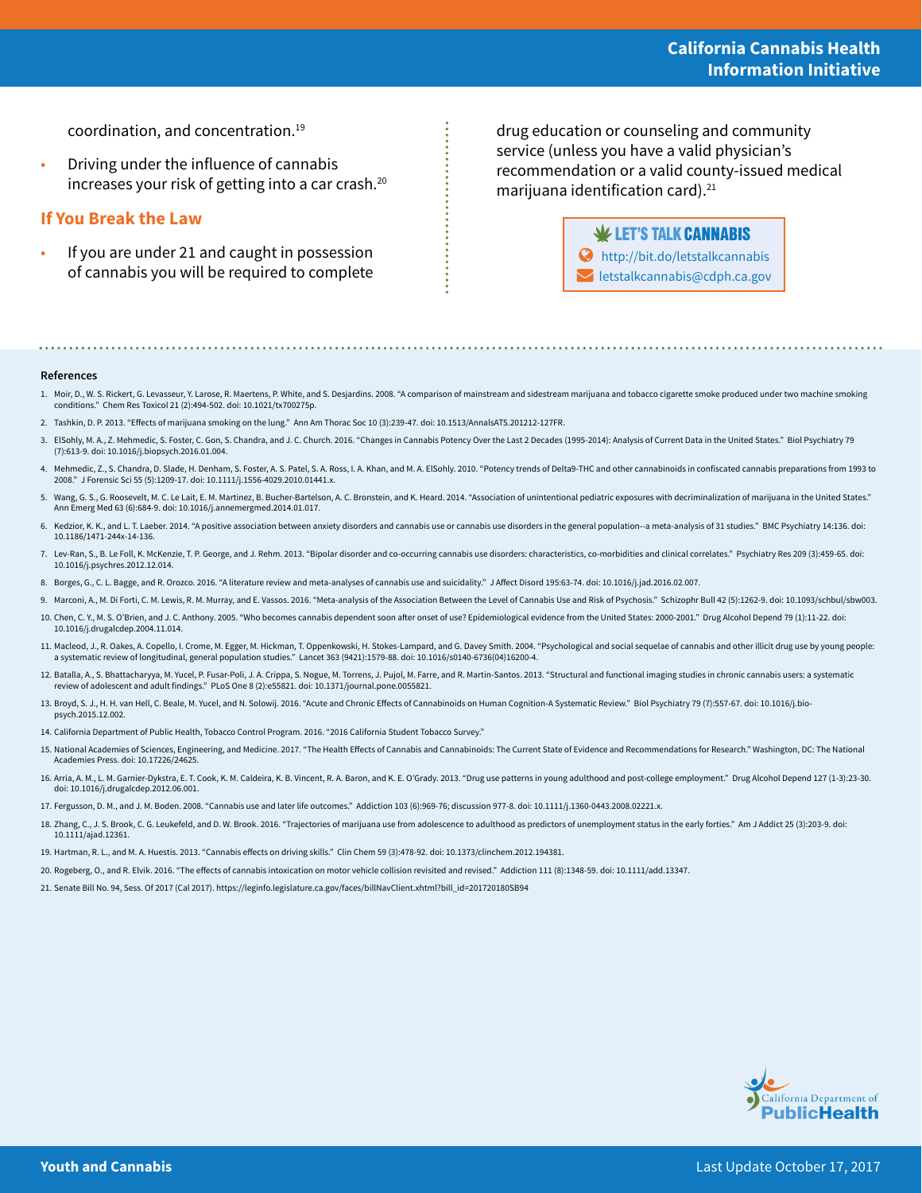coordination, and concentration.[19]

- Driving under the influence of cannabis increases your risk of getting into a car crash.[20]

## If You Break the Law

- If you are under 21 and caught in possession of cannabis you will be required to complete drug education or counseling and community service (unless you have a valid physician's recommendation or a valid county-issued medical marijuana identification card).[21]

**LET'S TALK CANNABIS**

http://bit.do/letstalkcannabis

letstalkcannabis@cdph.ca.gov

### References

1. Moir, D., W. S. Rickert, G. Levasseur, Y. Larose, R. Maertens, P. White, and S. Desjardins. 2008. "A comparison of mainstream and sidestream marijuana and tobacco cigarette smoke produced under two machine smoking conditions." Chem Res Toxicol 21 (2):494-502. doi: 10.1021/tx700275p.
2. Tashkin, D. P. 2013. "Effects of marijuana smoking on the lung." Ann Am Thorac Soc 10 (3):239-47. doi: 10.1513/AnnalsATS.201212-127FR.
3. ElSohly, M. A., Z. Mehmedic, S. Foster, C. Gon, S. Chandra, and J. C. Church. 2016. "Changes in Cannabis Potency Over the Last 2 Decades (1995-2014): Analysis of Current Data in the United States." Biol Psychiatry 79 (7):613-9. doi: 10.1016/j.biopsych.2016.01.004.
4. Mehmedic, Z., S. Chandra, D. Slade, H. Denham, S. Foster, A. S. Patel, S. A. Ross, I. A. Khan, and M. A. ElSohly. 2010. "Potency trends of Delta9-THC and other cannabinoids in confiscated cannabis preparations from 1993 to 2008." J Forensic Sci 55 (5):1209-17. doi: 10.1111/j.1556-4029.2010.01441.x.
5. Wang, G. S., G. Roosevelt, M. C. Le Lait, E. M. Martinez, B. Bucher-Bartelson, A. C. Bronstein, and K. Heard. 2014. "Association of unintentional pediatric exposures with decriminalization of marijuana in the United States." Ann Emerg Med 63 (6):684-9. doi: 10.1016/j.annemergmed.2014.01.017.
6. Kedzior, K. K., and L. T. Laeber. 2014. "A positive association between anxiety disorders and cannabis use or cannabis use disorders in the general population--a meta-analysis of 31 studies." BMC Psychiatry 14:136. doi: 10.1186/1471-244x-14-136.
7. Lev-Ran, S., B. Le Foll, K. McKenzie, T. P. George, and J. Rehm. 2013. "Bipolar disorder and co-occurring cannabis use disorders: characteristics, co-morbidities and clinical correlates." Psychiatry Res 209 (3):459-65. doi: 10.1016/j.psychres.2012.12.014.
8. Borges, G., C. L. Bagge, and R. Orozco. 2016. "A literature review and meta-analyses of cannabis use and suicidality." J Affect Disord 195:63-74. doi: 10.1016/j.jad.2016.02.007.
9. Marconi, A., M. Di Forti, C. M. Lewis, R. M. Murray, and E. Vassos. 2016. "Meta-analysis of the Association Between the Level of Cannabis Use and Risk of Psychosis." Schizophr Bull 42 (5):1262-9. doi: 10.1093/schbul/sbw003.
10. Chen, C. Y., M. S. O'Brien, and J. C. Anthony. 2005. "Who becomes cannabis dependent soon after onset of use? Epidemiological evidence from the United States: 2000-2001." Drug Alcohol Depend 79 (1):11-22. doi: 10.1016/j.drugalcdep.2004.11.014.
11. Macleod, J., R. Oakes, A. Copello, I. Crome, M. Egger, M. Hickman, T. Oppenkowski, H. Stokes-Lampard, and G. Davey Smith. 2004. "Psychological and social sequelae of cannabis and other illicit drug use by young people: a systematic review of longitudinal, general population studies." Lancet 363 (9421):1579-88. doi: 10.1016/s0140-6736(04)16200-4.
12. Batalla, A., S. Bhattacharyya, M. Yucel, P. Fusar-Poli, J. A. Crippa, S. Nogue, M. Torrens, J. Pujol, M. Farre, and R. Martin-Santos. 2013. "Structural and functional imaging studies in chronic cannabis users: a systematic review of adolescent and adult findings." PLoS One 8 (2):e55821. doi: 10.1371/journal.pone.0055821.
13. Broyd, S. J., H. H. van Hell, C. Beale, M. Yucel, and N. Solowij. 2016. "Acute and Chronic Effects of Cannabinoids on Human Cognition-A Systematic Review." Biol Psychiatry 79 (7):557-67. doi: 10.1016/j.biopsych.2015.12.002.
14. California Department of Public Health, Tobacco Control Program. 2016. "2016 California Student Tobacco Survey."
15. National Academies of Sciences, Engineering, and Medicine. 2017. "The Health Effects of Cannabis and Cannabinoids: The Current State of Evidence and Recommendations for Research." Washington, DC: The National Academies Press. doi: 10.17226/24625.
16. Arria, A. M., L. M. Garnier-Dykstra, E. T. Cook, K. M. Caldeira, K. B. Vincent, R. A. Baron, and K. E. O'Grady. 2013. "Drug use patterns in young adulthood and post-college employment." Drug Alcohol Depend 127 (1-3):23-30. doi: 10.1016/j.drugalcdep.2012.06.001.
17. Fergusson, D. M., and J. M. Boden. 2008. "Cannabis use and later life outcomes." Addiction 103 (6):969-76; discussion 977-8. doi: 10.1111/j.1360-0443.2008.02221.x.
18. Zhang, C., J. S. Brook, C. G. Leukefeld, and D. W. Brook. 2016. "Trajectories of marijuana use from adolescence to adulthood as predictors of unemployment status in the early forties." Am J Addict 25 (3):203-9. doi: 10.1111/ajad.12361.
19. Hartman, R. L., and M. A. Huestis. 2013. "Cannabis effects on driving skills." Clin Chem 59 (3):478-92. doi: 10.1373/clinchem.2012.194381.
20. Rogeberg, O., and R. Elvik. 2016. "The effects of cannabis intoxication on motor vehicle collision revisited and revised." Addiction 111 (8):1348-59. doi: 10.1111/add.13347.
21. Senate Bill No. 94, Sess. Of 2017 (Cal 2017). https://leginfo.legislature.ca.gov/faces/billNavClient.xhtml?bill_id=201720180SB94

California Department of Public Health

Youth and Cannabis

Last Update October 17, 2017